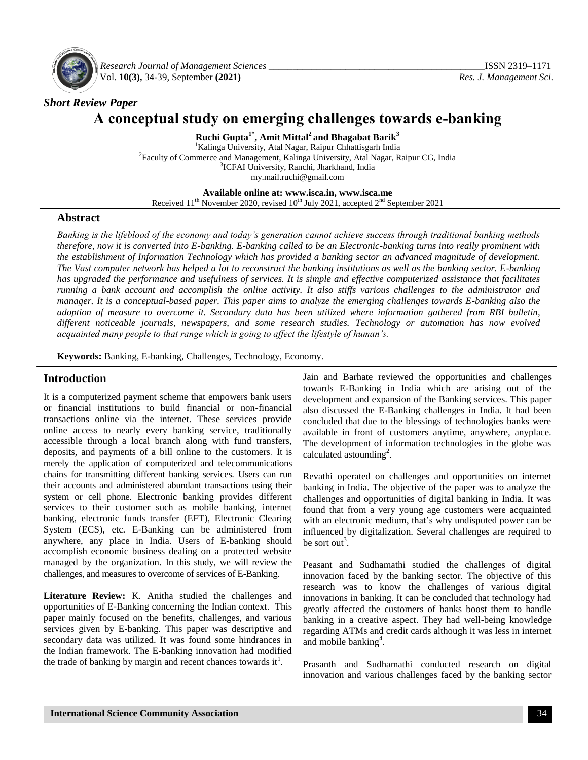*Short Review Paper*

# A conceptual study on emerging challenges towards e-banking

**Ruchi Gupta[1*], Amit Mittal[2] and Bhagabat Barik[3]**

[1]Kalinga University, Atal Nagar, Raipur Chhattisgarh India
[2]Faculty of Commerce and Management, Kalinga University, Atal Nagar, Raipur CG, India
[3]ICFAI University, Ranchi, Jharkhand, India
my.mail.ruchi@gmail.com

**Available online at: www.isca.in, www.isca.me**
Received 11th November 2020, revised 10th July 2021, accepted 2nd September 2021

## Abstract

*Banking is the lifeblood of the economy and today's generation cannot achieve success through traditional banking methods therefore, now it is converted into E-banking. E-banking called to be an Electronic-banking turns into really prominent with the establishment of Information Technology which has provided a banking sector an advanced magnitude of development. The Vast computer network has helped a lot to reconstruct the banking institutions as well as the banking sector. E-banking has upgraded the performance and usefulness of services. It is simple and effective computerized assistance that facilitates running a bank account and accomplish the online activity. It also stiffs various challenges to the administrator and manager. It is a conceptual-based paper. This paper aims to analyze the emerging challenges towards E-banking also the adoption of measure to overcome it. Secondary data has been utilized where information gathered from RBI bulletin, different noticeable journals, newspapers, and some research studies. Technology or automation has now evolved acquainted many people to that range which is going to affect the lifestyle of human's.*

**Keywords:** Banking, E-banking, Challenges, Technology, Economy.

## Introduction

It is a computerized payment scheme that empowers bank users or financial institutions to build financial or non-financial transactions online via the internet. These services provide online access to nearly every banking service, traditionally accessible through a local branch along with fund transfers, deposits, and payments of a bill online to the customers. It is merely the application of computerized and telecommunications chains for transmitting different banking services. Users can run their accounts and administered abundant transactions using their system or cell phone. Electronic banking provides different services to their customer such as mobile banking, internet banking, electronic funds transfer (EFT), Electronic Clearing System (ECS), etc. E-Banking can be administered from anywhere, any place in India. Users of E-banking should accomplish economic business dealing on a protected website managed by the organization. In this study, we will review the challenges, and measures to overcome of services of E-Banking.

**Literature Review:** K. Anitha studied the challenges and opportunities of E-Banking concerning the Indian context. This paper mainly focused on the benefits, challenges, and various services given by E-banking. This paper was descriptive and secondary data was utilized. It was found some hindrances in the Indian framework. The E-banking innovation had modified the trade of banking by margin and recent chances towards it[1].

Jain and Barhate reviewed the opportunities and challenges towards E-Banking in India which are arising out of the development and expansion of the Banking services. This paper also discussed the E-Banking challenges in India. It had been concluded that due to the blessings of technologies banks were available in front of customers anytime, anywhere, anyplace. The development of information technologies in the globe was calculated astounding[2].

Revathi operated on challenges and opportunities on internet banking in India. The objective of the paper was to analyze the challenges and opportunities of digital banking in India. It was found that from a very young age customers were acquainted with an electronic medium, that's why undisputed power can be influenced by digitalization. Several challenges are required to be sort out[3].

Peasant and Sudhamathi studied the challenges of digital innovation faced by the banking sector. The objective of this research was to know the challenges of various digital innovations in banking. It can be concluded that technology had greatly affected the customers of banks boost them to handle banking in a creative aspect. They had well-being knowledge regarding ATMs and credit cards although it was less in internet and mobile banking[4].

Prasanth and Sudhamathi conducted research on digital innovation and various challenges faced by the banking sector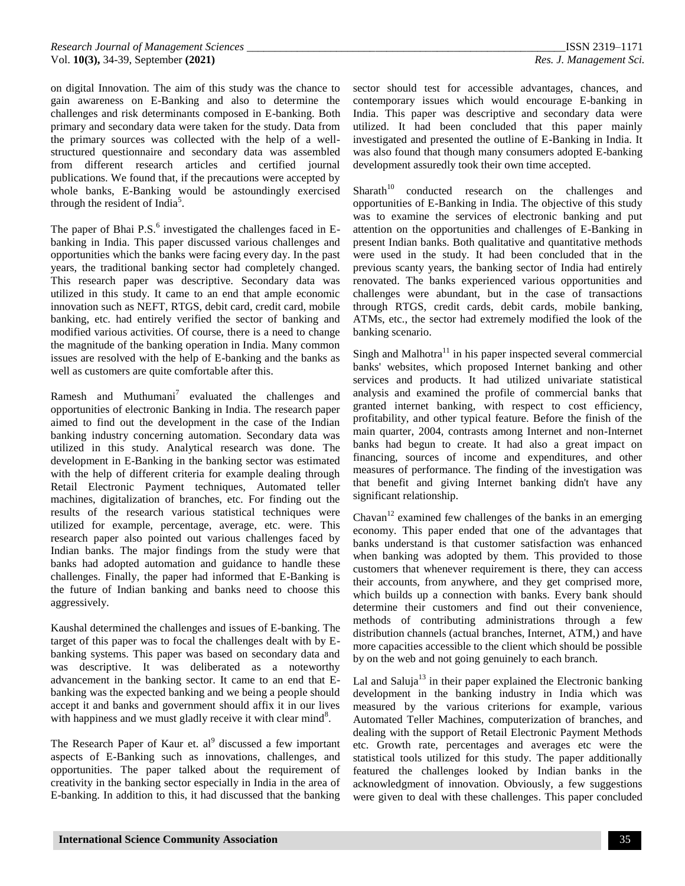on digital Innovation. The aim of this study was the chance to gain awareness on E-Banking and also to determine the challenges and risk determinants composed in E-banking. Both primary and secondary data were taken for the study. Data from the primary sources was collected with the help of a well-structured questionnaire and secondary data was assembled from different research articles and certified journal publications. We found that, if the precautions were accepted by whole banks, E-Banking would be astoundingly exercised through the resident of India[5].

The paper of Bhai P.S.[6] investigated the challenges faced in E-banking in India. This paper discussed various challenges and opportunities which the banks were facing every day. In the past years, the traditional banking sector had completely changed. This research paper was descriptive. Secondary data was utilized in this study. It came to an end that ample economic innovation such as NEFT, RTGS, debit card, credit card, mobile banking, etc. had entirely verified the sector of banking and modified various activities. Of course, there is a need to change the magnitude of the banking operation in India. Many common issues are resolved with the help of E-banking and the banks as well as customers are quite comfortable after this.

Ramesh and Muthumani[7] evaluated the challenges and opportunities of electronic Banking in India. The research paper aimed to find out the development in the case of the Indian banking industry concerning automation. Secondary data was utilized in this study. Analytical research was done. The development in E-Banking in the banking sector was estimated with the help of different criteria for example dealing through Retail Electronic Payment techniques, Automated teller machines, digitalization of branches, etc. For finding out the results of the research various statistical techniques were utilized for example, percentage, average, etc. were. This research paper also pointed out various challenges faced by Indian banks. The major findings from the study were that banks had adopted automation and guidance to handle these challenges. Finally, the paper had informed that E-Banking is the future of Indian banking and banks need to choose this aggressively.

Kaushal determined the challenges and issues of E-banking. The target of this paper was to focal the challenges dealt with by E-banking systems. This paper was based on secondary data and was descriptive. It was deliberated as a noteworthy advancement in the banking sector. It came to an end that E-banking was the expected banking and we being a people should accept it and banks and government should affix it in our lives with happiness and we must gladly receive it with clear mind[8].

The Research Paper of Kaur et. al[9] discussed a few important aspects of E-Banking such as innovations, challenges, and opportunities. The paper talked about the requirement of creativity in the banking sector especially in India in the area of E-banking. In addition to this, it had discussed that the banking sector should test for accessible advantages, chances, and contemporary issues which would encourage E-banking in India. This paper was descriptive and secondary data were utilized. It had been concluded that this paper mainly investigated and presented the outline of E-Banking in India. It was also found that though many consumers adopted E-banking development assuredly took their own time accepted.

Sharath[10] conducted research on the challenges and opportunities of E-Banking in India. The objective of this study was to examine the services of electronic banking and put attention on the opportunities and challenges of E-Banking in present Indian banks. Both qualitative and quantitative methods were used in the study. It had been concluded that in the previous scanty years, the banking sector of India had entirely renovated. The banks experienced various opportunities and challenges were abundant, but in the case of transactions through RTGS, credit cards, debit cards, mobile banking, ATMs, etc., the sector had extremely modified the look of the banking scenario.

Singh and Malhotra[11] in his paper inspected several commercial banks' websites, which proposed Internet banking and other services and products. It had utilized univariate statistical analysis and examined the profile of commercial banks that granted internet banking, with respect to cost efficiency, profitability, and other typical feature. Before the finish of the main quarter, 2004, contrasts among Internet and non-Internet banks had begun to create. It had also a great impact on financing, sources of income and expenditures, and other measures of performance. The finding of the investigation was that benefit and giving Internet banking didn't have any significant relationship.

Chavan[12] examined few challenges of the banks in an emerging economy. This paper ended that one of the advantages that banks understand is that customer satisfaction was enhanced when banking was adopted by them. This provided to those customers that whenever requirement is there, they can access their accounts, from anywhere, and they get comprised more, which builds up a connection with banks. Every bank should determine their customers and find out their convenience, methods of contributing administrations through a few distribution channels (actual branches, Internet, ATM,) and have more capacities accessible to the client which should be possible by on the web and not going genuinely to each branch.

Lal and Saluja[13] in their paper explained the Electronic banking development in the banking industry in India which was measured by the various criterions for example, various Automated Teller Machines, computerization of branches, and dealing with the support of Retail Electronic Payment Methods etc. Growth rate, percentages and averages etc were the statistical tools utilized for this study. The paper additionally featured the challenges looked by Indian banks in the acknowledgment of innovation. Obviously, a few suggestions were given to deal with these challenges. This paper concluded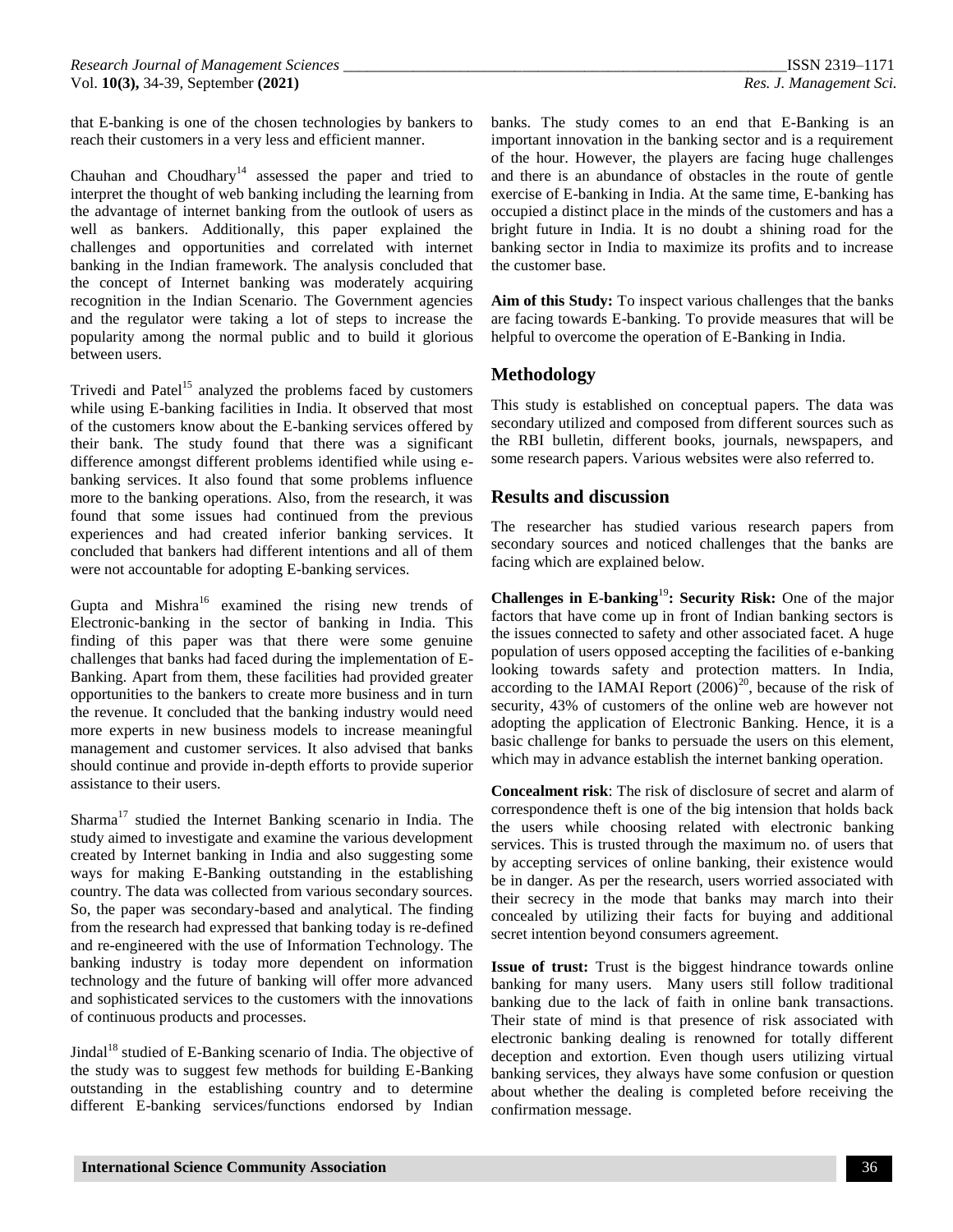that E-banking is one of the chosen technologies by bankers to reach their customers in a very less and efficient manner.

Chauhan and Choudhary[14] assessed the paper and tried to interpret the thought of web banking including the learning from the advantage of internet banking from the outlook of users as well as bankers. Additionally, this paper explained the challenges and opportunities and correlated with internet banking in the Indian framework. The analysis concluded that the concept of Internet banking was moderately acquiring recognition in the Indian Scenario. The Government agencies and the regulator were taking a lot of steps to increase the popularity among the normal public and to build it glorious between users.

Trivedi and Patel[15] analyzed the problems faced by customers while using E-banking facilities in India. It observed that most of the customers know about the E-banking services offered by their bank. The study found that there was a significant difference amongst different problems identified while using e-banking services. It also found that some problems influence more to the banking operations. Also, from the research, it was found that some issues had continued from the previous experiences and had created inferior banking services. It concluded that bankers had different intentions and all of them were not accountable for adopting E-banking services.

Gupta and Mishra[16] examined the rising new trends of Electronic-banking in the sector of banking in India. This finding of this paper was that there were some genuine challenges that banks had faced during the implementation of E-Banking. Apart from them, these facilities had provided greater opportunities to the bankers to create more business and in turn the revenue. It concluded that the banking industry would need more experts in new business models to increase meaningful management and customer services. It also advised that banks should continue and provide in-depth efforts to provide superior assistance to their users.

Sharma[17] studied the Internet Banking scenario in India. The study aimed to investigate and examine the various development created by Internet banking in India and also suggesting some ways for making E-Banking outstanding in the establishing country. The data was collected from various secondary sources. So, the paper was secondary-based and analytical. The finding from the research had expressed that banking today is re-defined and re-engineered with the use of Information Technology. The banking industry is today more dependent on information technology and the future of banking will offer more advanced and sophisticated services to the customers with the innovations of continuous products and processes.

Jindal[18] studied of E-Banking scenario of India. The objective of the study was to suggest few methods for building E-Banking outstanding in the establishing country and to determine different E-banking services/functions endorsed by Indian banks. The study comes to an end that E-Banking is an important innovation in the banking sector and is a requirement of the hour. However, the players are facing huge challenges and there is an abundance of obstacles in the route of gentle exercise of E-banking in India. At the same time, E-banking has occupied a distinct place in the minds of the customers and has a bright future in India. It is no doubt a shining road for the banking sector in India to maximize its profits and to increase the customer base.

**Aim of this Study:** To inspect various challenges that the banks are facing towards E-banking. To provide measures that will be helpful to overcome the operation of E-Banking in India.

## Methodology

This study is established on conceptual papers. The data was secondary utilized and composed from different sources such as the RBI bulletin, different books, journals, newspapers, and some research papers. Various websites were also referred to.

## Results and discussion

The researcher has studied various research papers from secondary sources and noticed challenges that the banks are facing which are explained below.

**Challenges in E-banking[19]: Security Risk:** One of the major factors that have come up in front of Indian banking sectors is the issues connected to safety and other associated facet. A huge population of users opposed accepting the facilities of e-banking looking towards safety and protection matters. In India, according to the IAMAI Report (2006)[20], because of the risk of security, 43% of customers of the online web are however not adopting the application of Electronic Banking. Hence, it is a basic challenge for banks to persuade the users on this element, which may in advance establish the internet banking operation.

**Concealment risk**: The risk of disclosure of secret and alarm of correspondence theft is one of the big intension that holds back the users while choosing related with electronic banking services. This is trusted through the maximum no. of users that by accepting services of online banking, their existence would be in danger. As per the research, users worried associated with their secrecy in the mode that banks may march into their concealed by utilizing their facts for buying and additional secret intention beyond consumers agreement.

**Issue of trust:** Trust is the biggest hindrance towards online banking for many users. Many users still follow traditional banking due to the lack of faith in online bank transactions. Their state of mind is that presence of risk associated with electronic banking dealing is renowned for totally different deception and extortion. Even though users utilizing virtual banking services, they always have some confusion or question about whether the dealing is completed before receiving the confirmation message.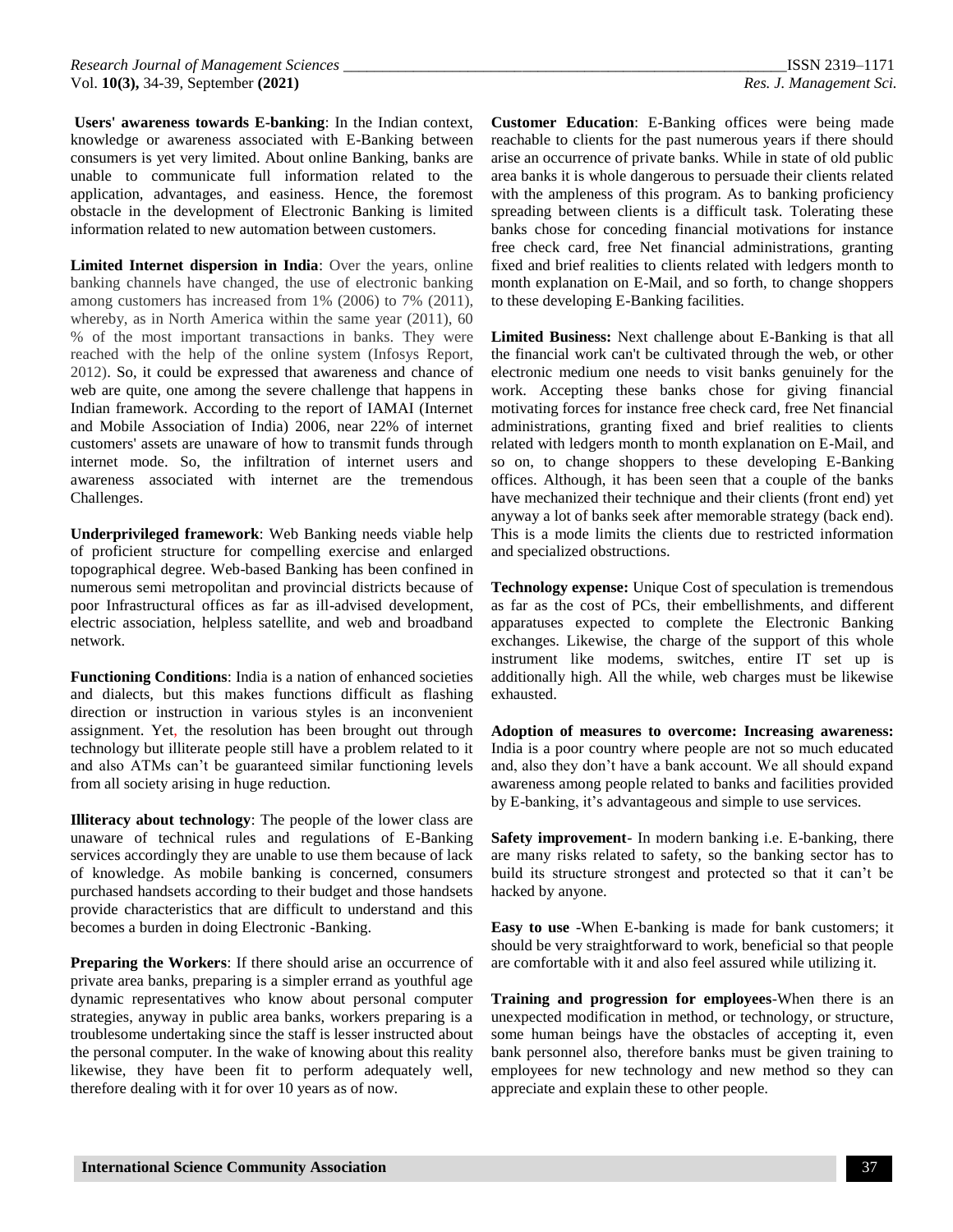**Users' awareness towards E-banking**: In the Indian context, knowledge or awareness associated with E-Banking between consumers is yet very limited. About online Banking, banks are unable to communicate full information related to the application, advantages, and easiness. Hence, the foremost obstacle in the development of Electronic Banking is limited information related to new automation between customers.

**Limited Internet dispersion in India**: Over the years, online banking channels have changed, the use of electronic banking among customers has increased from 1% (2006) to 7% (2011), whereby, as in North America within the same year (2011), 60 % of the most important transactions in banks. They were reached with the help of the online system (Infosys Report, 2012). So, it could be expressed that awareness and chance of web are quite, one among the severe challenge that happens in Indian framework. According to the report of IAMAI (Internet and Mobile Association of India) 2006, near 22% of internet customers' assets are unaware of how to transmit funds through internet mode. So, the infiltration of internet users and awareness associated with internet are the tremendous Challenges.

**Underprivileged framework**: Web Banking needs viable help of proficient structure for compelling exercise and enlarged topographical degree. Web-based Banking has been confined in numerous semi metropolitan and provincial districts because of poor Infrastructural offices as far as ill-advised development, electric association, helpless satellite, and web and broadband network.

**Functioning Conditions**: India is a nation of enhanced societies and dialects, but this makes functions difficult as flashing direction or instruction in various styles is an inconvenient assignment. Yet, the resolution has been brought out through technology but illiterate people still have a problem related to it and also ATMs can't be guaranteed similar functioning levels from all society arising in huge reduction.

**Illiteracy about technology**: The people of the lower class are unaware of technical rules and regulations of E-Banking services accordingly they are unable to use them because of lack of knowledge. As mobile banking is concerned, consumers purchased handsets according to their budget and those handsets provide characteristics that are difficult to understand and this becomes a burden in doing Electronic -Banking.

**Preparing the Workers**: If there should arise an occurrence of private area banks, preparing is a simpler errand as youthful age dynamic representatives who know about personal computer strategies, anyway in public area banks, workers preparing is a troublesome undertaking since the staff is lesser instructed about the personal computer. In the wake of knowing about this reality likewise, they have been fit to perform adequately well, therefore dealing with it for over 10 years as of now.

**Customer Education**: E-Banking offices were being made reachable to clients for the past numerous years if there should arise an occurrence of private banks. While in state of old public area banks it is whole dangerous to persuade their clients related with the ampleness of this program. As to banking proficiency spreading between clients is a difficult task. Tolerating these banks chose for conceding financial motivations for instance free check card, free Net financial administrations, granting fixed and brief realities to clients related with ledgers month to month explanation on E-Mail, and so forth, to change shoppers to these developing E-Banking facilities.

**Limited Business:** Next challenge about E-Banking is that all the financial work can't be cultivated through the web, or other electronic medium one needs to visit banks genuinely for the work. Accepting these banks chose for giving financial motivating forces for instance free check card, free Net financial administrations, granting fixed and brief realities to clients related with ledgers month to month explanation on E-Mail, and so on, to change shoppers to these developing E-Banking offices. Although, it has been seen that a couple of the banks have mechanized their technique and their clients (front end) yet anyway a lot of banks seek after memorable strategy (back end). This is a mode limits the clients due to restricted information and specialized obstructions.

**Technology expense:** Unique Cost of speculation is tremendous as far as the cost of PCs, their embellishments, and different apparatuses expected to complete the Electronic Banking exchanges. Likewise, the charge of the support of this whole instrument like modems, switches, entire IT set up is additionally high. All the while, web charges must be likewise exhausted.

**Adoption of measures to overcome: Increasing awareness:** India is a poor country where people are not so much educated and, also they don't have a bank account. We all should expand awareness among people related to banks and facilities provided by E-banking, it's advantageous and simple to use services.

**Safety improvement**- In modern banking i.e. E-banking, there are many risks related to safety, so the banking sector has to build its structure strongest and protected so that it can't be hacked by anyone.

**Easy to use** -When E-banking is made for bank customers; it should be very straightforward to work, beneficial so that people are comfortable with it and also feel assured while utilizing it.

**Training and progression for employees**-When there is an unexpected modification in method, or technology, or structure, some human beings have the obstacles of accepting it, even bank personnel also, therefore banks must be given training to employees for new technology and new method so they can appreciate and explain these to other people.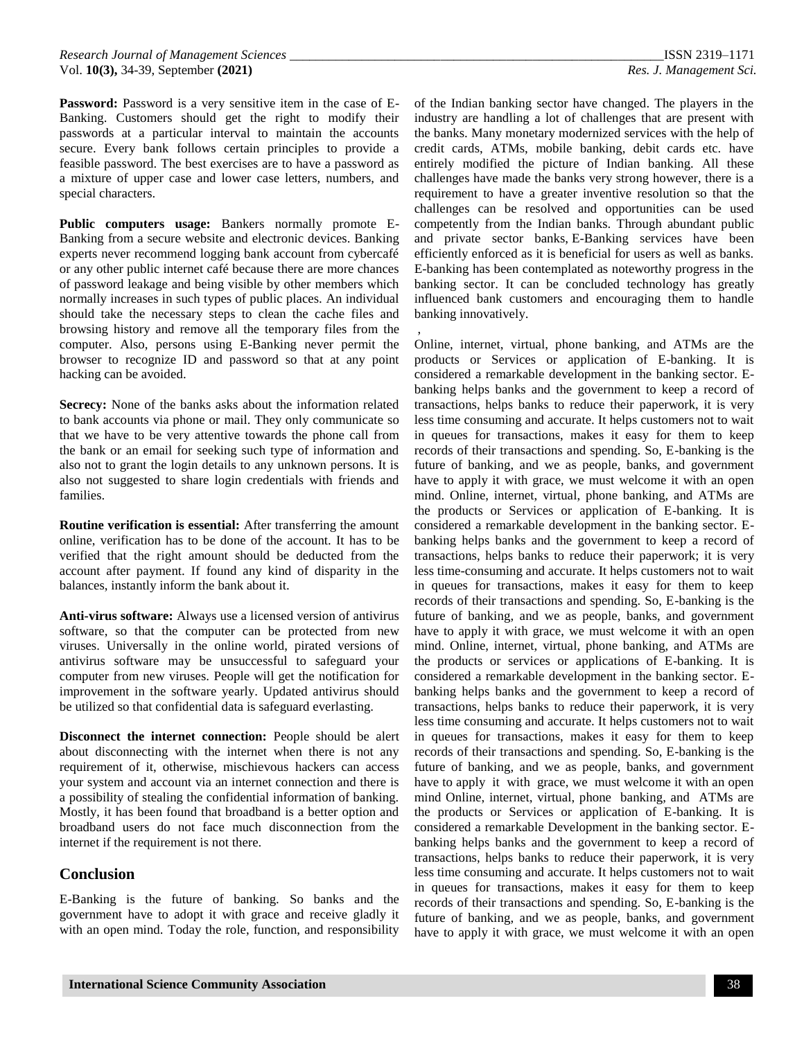**Password:** Password is a very sensitive item in the case of E-Banking. Customers should get the right to modify their passwords at a particular interval to maintain the accounts secure. Every bank follows certain principles to provide a feasible password. The best exercises are to have a password as a mixture of upper case and lower case letters, numbers, and special characters.

**Public computers usage:** Bankers normally promote E-Banking from a secure website and electronic devices. Banking experts never recommend logging bank account from cybercafé or any other public internet café because there are more chances of password leakage and being visible by other members which normally increases in such types of public places. An individual should take the necessary steps to clean the cache files and browsing history and remove all the temporary files from the computer. Also, persons using E-Banking never permit the browser to recognize ID and password so that at any point hacking can be avoided.

**Secrecy:** None of the banks asks about the information related to bank accounts via phone or mail. They only communicate so that we have to be very attentive towards the phone call from the bank or an email for seeking such type of information and also not to grant the login details to any unknown persons. It is also not suggested to share login credentials with friends and families.

**Routine verification is essential:** After transferring the amount online, verification has to be done of the account. It has to be verified that the right amount should be deducted from the account after payment. If found any kind of disparity in the balances, instantly inform the bank about it.

**Anti-virus software:** Always use a licensed version of antivirus software, so that the computer can be protected from new viruses. Universally in the online world, pirated versions of antivirus software may be unsuccessful to safeguard your computer from new viruses. People will get the notification for improvement in the software yearly. Updated antivirus should be utilized so that confidential data is safeguard everlasting.

**Disconnect the internet connection:** People should be alert about disconnecting with the internet when there is not any requirement of it, otherwise, mischievous hackers can access your system and account via an internet connection and there is a possibility of stealing the confidential information of banking. Mostly, it has been found that broadband is a better option and broadband users do not face much disconnection from the internet if the requirement is not there.

## Conclusion

E-Banking is the future of banking. So banks and the government have to adopt it with grace and receive gladly it with an open mind. Today the role, function, and responsibility of the Indian banking sector have changed. The players in the industry are handling a lot of challenges that are present with the banks. Many monetary modernized services with the help of credit cards, ATMs, mobile banking, debit cards etc. have entirely modified the picture of Indian banking. All these challenges have made the banks very strong however, there is a requirement to have a greater inventive resolution so that the challenges can be resolved and opportunities can be used competently from the Indian banks. Through abundant public and private sector banks, E-Banking services have been efficiently enforced as it is beneficial for users as well as banks. E-banking has been contemplated as noteworthy progress in the banking sector. It can be concluded technology has greatly influenced bank customers and encouraging them to handle banking innovatively.

,

Online, internet, virtual, phone banking, and ATMs are the products or Services or application of E-banking. It is considered a remarkable development in the banking sector. E-banking helps banks and the government to keep a record of transactions, helps banks to reduce their paperwork, it is very less time consuming and accurate. It helps customers not to wait in queues for transactions, makes it easy for them to keep records of their transactions and spending. So, E-banking is the future of banking, and we as people, banks, and government have to apply it with grace, we must welcome it with an open mind. Online, internet, virtual, phone banking, and ATMs are the products or Services or application of E-banking. It is considered a remarkable development in the banking sector. E-banking helps banks and the government to keep a record of transactions, helps banks to reduce their paperwork; it is very less time-consuming and accurate. It helps customers not to wait in queues for transactions, makes it easy for them to keep records of their transactions and spending. So, E-banking is the future of banking, and we as people, banks, and government have to apply it with grace, we must welcome it with an open mind. Online, internet, virtual, phone banking, and ATMs are the products or services or applications of E-banking. It is considered a remarkable development in the banking sector. E-banking helps banks and the government to keep a record of transactions, helps banks to reduce their paperwork, it is very less time consuming and accurate. It helps customers not to wait in queues for transactions, makes it easy for them to keep records of their transactions and spending. So, E-banking is the future of banking, and we as people, banks, and government have to apply it with grace, we must welcome it with an open mind Online, internet, virtual, phone banking, and ATMs are the products or Services or application of E-banking. It is considered a remarkable Development in the banking sector. E-banking helps banks and the government to keep a record of transactions, helps banks to reduce their paperwork, it is very less time consuming and accurate. It helps customers not to wait in queues for transactions, makes it easy for them to keep records of their transactions and spending. So, E-banking is the future of banking, and we as people, banks, and government have to apply it with grace, we must welcome it with an open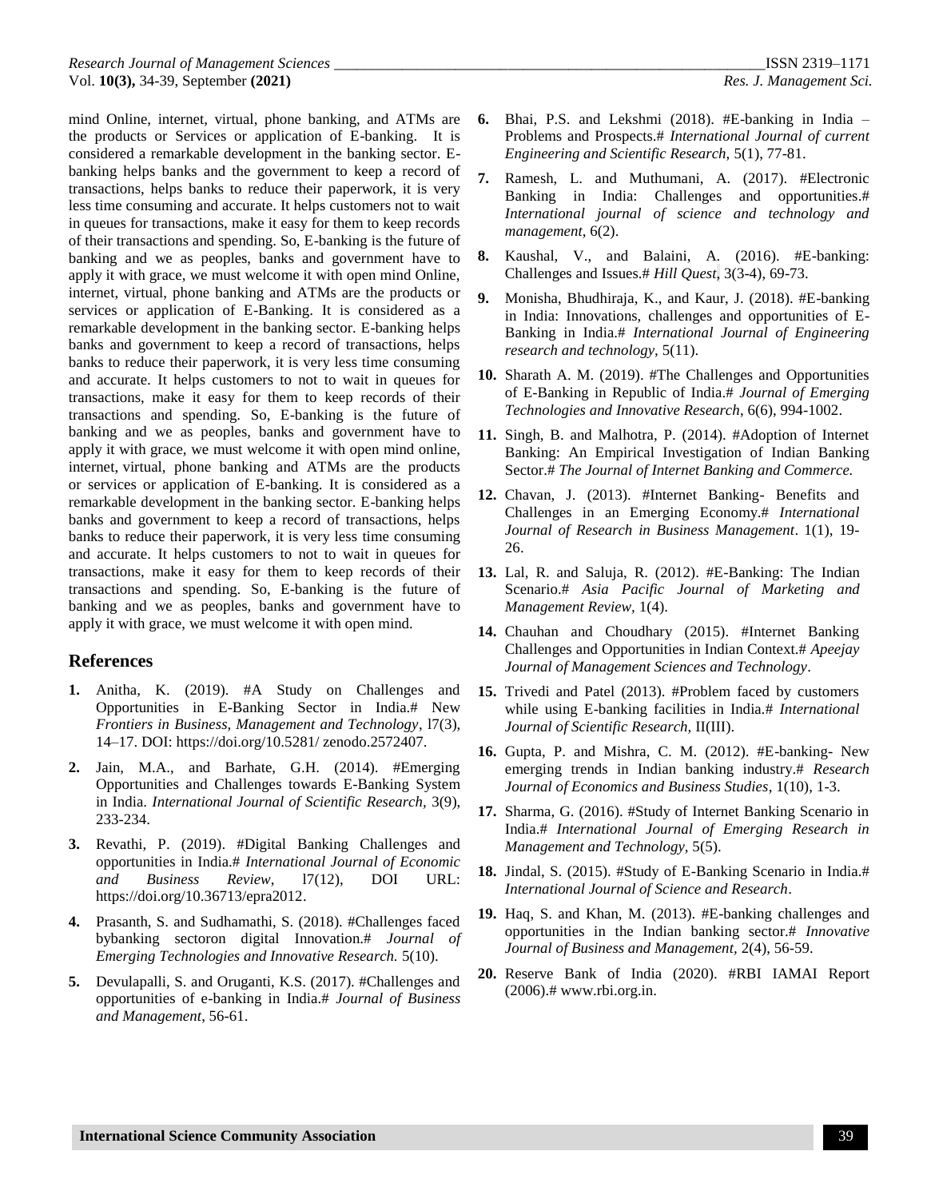mind Online, internet, virtual, phone banking, and ATMs are the products or Services or application of E-banking. It is considered a remarkable development in the banking sector. E-banking helps banks and the government to keep a record of transactions, helps banks to reduce their paperwork, it is very less time consuming and accurate. It helps customers not to wait in queues for transactions, make it easy for them to keep records of their transactions and spending. So, E-banking is the future of banking and we as peoples, banks and government have to apply it with grace, we must welcome it with open mind Online, internet, virtual, phone banking and ATMs are the products or services or application of E-Banking. It is considered as a remarkable development in the banking sector. E-banking helps banks and government to keep a record of transactions, helps banks to reduce their paperwork, it is very less time consuming and accurate. It helps customers to not to wait in queues for transactions, make it easy for them to keep records of their transactions and spending. So, E-banking is the future of banking and we as peoples, banks and government have to apply it with grace, we must welcome it with open mind online, internet, virtual, phone banking and ATMs are the products or services or application of E-banking. It is considered as a remarkable development in the banking sector. E-banking helps banks and government to keep a record of transactions, helps banks to reduce their paperwork, it is very less time consuming and accurate. It helps customers to not to wait in queues for transactions, make it easy for them to keep records of their transactions and spending. So, E-banking is the future of banking and we as peoples, banks and government have to apply it with grace, we must welcome it with open mind.

## References

1. Anitha, K. (2019). #A Study on Challenges and Opportunities in E-Banking Sector in India.# New *Frontiers in Business, Management and Technology*, l7(3), 14–17. DOI: https://doi.org/10.5281/ zenodo.2572407.
2. Jain, M.A., and Barhate, G.H. (2014). #Emerging Opportunities and Challenges towards E-Banking System in India. *International Journal of Scientific Research*, 3(9), 233-234.
3. Revathi, P. (2019). #Digital Banking Challenges and opportunities in India.# *International Journal of Economic and Business Review*, l7(12), DOI URL: https://doi.org/10.36713/epra2012.
4. Prasanth, S. and Sudhamathi, S. (2018). #Challenges faced bybanking sectoron digital Innovation.# *Journal of Emerging Technologies and Innovative Research.* 5(10).
5. Devulapalli, S. and Oruganti, K.S. (2017). #Challenges and opportunities of e-banking in India.# *Journal of Business and Management*, 56-61.
6. Bhai, P.S. and Lekshmi (2018). #E-banking in India – Problems and Prospects.# *International Journal of current Engineering and Scientific Research,* 5(1), 77-81.
7. Ramesh, L. and Muthumani, A. (2017). #Electronic Banking in India: Challenges and opportunities.# *International journal of science and technology and management,* 6(2).
8. Kaushal, V., and Balaini, A. (2016). #E-banking: Challenges and Issues.# *Hill Quest*, 3(3-4), 69-73.
9. Monisha, Bhudhiraja, K., and Kaur, J. (2018). #E-banking in India: Innovations, challenges and opportunities of E-Banking in India.# *International Journal of Engineering research and technology*, 5(11).
10. Sharath A. M. (2019). #The Challenges and Opportunities of E-Banking in Republic of India.# *Journal of Emerging Technologies and Innovative Research*, 6(6), 994-1002.
11. Singh, B. and Malhotra, P. (2014). #Adoption of Internet Banking: An Empirical Investigation of Indian Banking Sector.# *The Journal of Internet Banking and Commerce.*
12. Chavan, J. (2013). #Internet Banking- Benefits and Challenges in an Emerging Economy.# *International Journal of Research in Business Management*. 1(1), 19-26.
13. Lal, R. and Saluja, R. (2012). #E-Banking: The Indian Scenario.# *Asia Pacific Journal of Marketing and Management Review,* 1(4).
14. Chauhan and Choudhary (2015). #Internet Banking Challenges and Opportunities in Indian Context.# *Apeejay Journal of Management Sciences and Technology*.
15. Trivedi and Patel (2013). #Problem faced by customers while using E-banking facilities in India.# *International Journal of Scientific Research,* II(III).
16. Gupta, P. and Mishra, C. M. (2012). #E-banking- New emerging trends in Indian banking industry.# *Research Journal of Economics and Business Studies*, 1(10), 1-3.
17. Sharma, G. (2016). #Study of Internet Banking Scenario in India.# *International Journal of Emerging Research in Management and Technology,* 5(5).
18. Jindal, S. (2015). #Study of E-Banking Scenario in India.# *International Journal of Science and Research*.
19. Haq, S. and Khan, M. (2013). #E-banking challenges and opportunities in the Indian banking sector.# *Innovative Journal of Business and Management,* 2(4), 56-59.
20. Reserve Bank of India (2020). #RBI IAMAI Report (2006).# www.rbi.org.in.